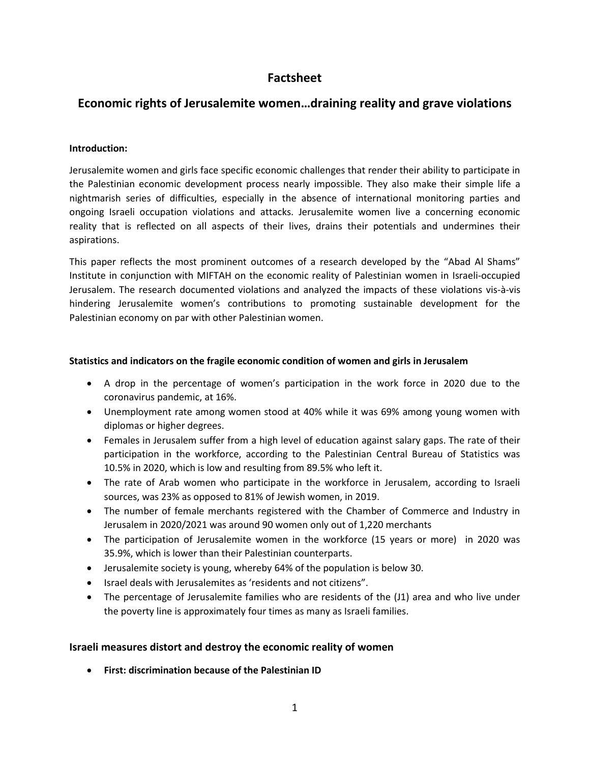# Factsheet

## Economic rights of Jerusalemite women…draining reality and grave violations

**Introduction:**

Jerusalemite women and girls face specific economic challenges that render their ability to participate in the Palestinian economic development process nearly impossible. They also make their simple life a nightmarish series of difficulties, especially in the absence of international monitoring parties and ongoing Israeli occupation violations and attacks. Jerusalemite women live a concerning economic reality that is reflected on all aspects of their lives, drains their potentials and undermines their aspirations.

This paper reflects the most prominent outcomes of a research developed by the "Abad Al Shams" Institute in conjunction with MIFTAH on the economic reality of Palestinian women in Israeli-occupied Jerusalem. The research documented violations and analyzed the impacts of these violations vis-à-vis hindering Jerusalemite women's contributions to promoting sustainable development for the Palestinian economy on par with other Palestinian women.

**Statistics and indicators on the fragile economic condition of women and girls in Jerusalem**

- A drop in the percentage of women's participation in the work force in 2020 due to the coronavirus pandemic, at 16%.
- Unemployment rate among women stood at 40% while it was 69% among young women with diplomas or higher degrees.
- Females in Jerusalem suffer from a high level of education against salary gaps. The rate of their participation in the workforce, according to the Palestinian Central Bureau of Statistics was 10.5% in 2020, which is low and resulting from 89.5% who left it.
- The rate of Arab women who participate in the workforce in Jerusalem, according to Israeli sources, was 23% as opposed to 81% of Jewish women, in 2019.
- The number of female merchants registered with the Chamber of Commerce and Industry in Jerusalem in 2020/2021 was around 90 women only out of 1,220 merchants
- The participation of Jerusalemite women in the workforce (15 years or more) in 2020 was 35.9%, which is lower than their Palestinian counterparts.
- Jerusalemite society is young, whereby 64% of the population is below 30.
- Israel deals with Jerusalemites as 'residents and not citizens".
- The percentage of Jerusalemite families who are residents of the (J1) area and who live under the poverty line is approximately four times as many as Israeli families.

### Israeli measures distort and destroy the economic reality of women

- **First: discrimination because of the Palestinian ID**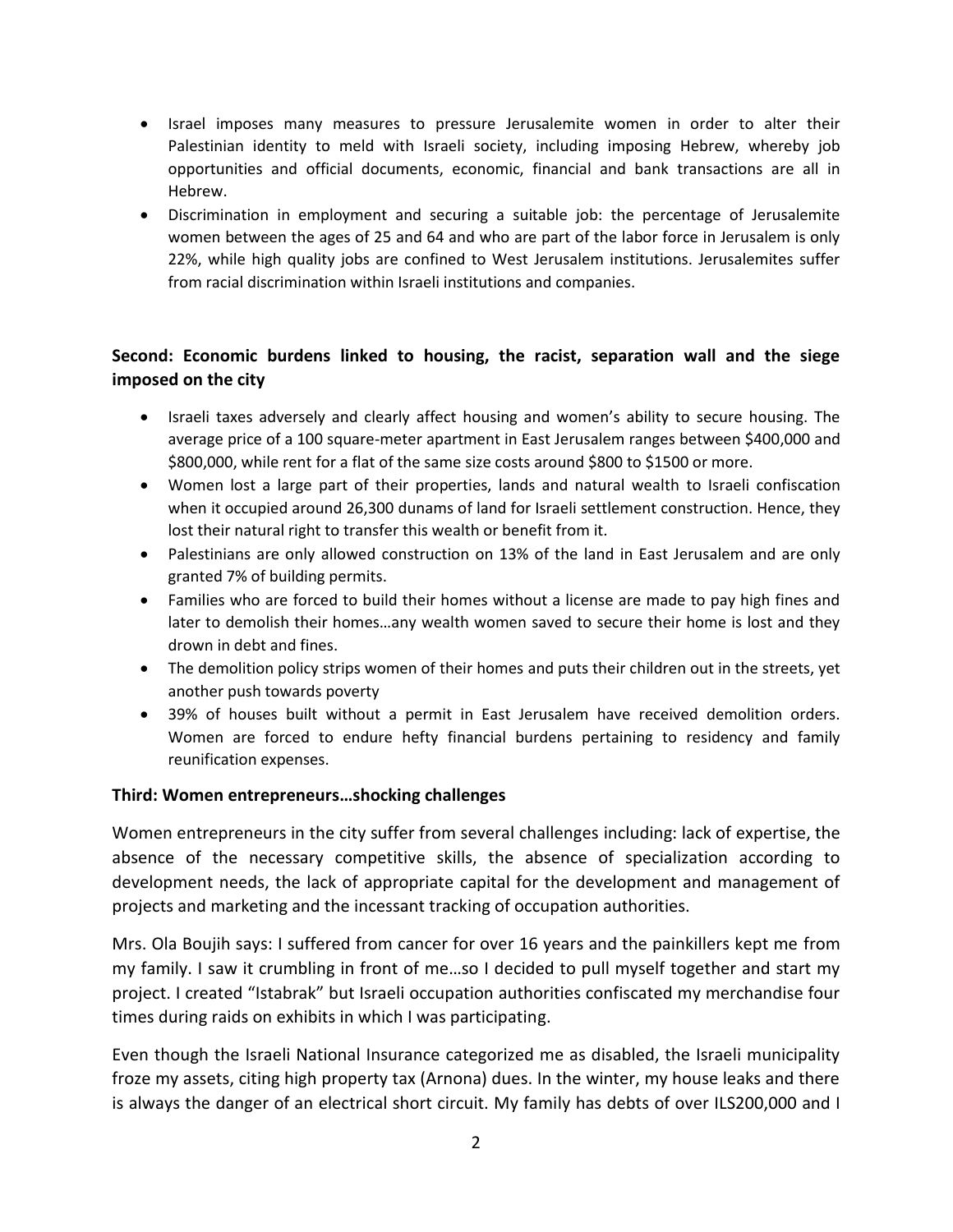- Israel imposes many measures to pressure Jerusalemite women in order to alter their Palestinian identity to meld with Israeli society, including imposing Hebrew, whereby job opportunities and official documents, economic, financial and bank transactions are all in Hebrew.
- Discrimination in employment and securing a suitable job: the percentage of Jerusalemite women between the ages of 25 and 64 and who are part of the labor force in Jerusalem is only 22%, while high quality jobs are confined to West Jerusalem institutions. Jerusalemites suffer from racial discrimination within Israeli institutions and companies.

**Second: Economic burdens linked to housing, the racist, separation wall and the siege imposed on the city**

- Israeli taxes adversely and clearly affect housing and women's ability to secure housing. The average price of a 100 square-meter apartment in East Jerusalem ranges between $400,000 and $800,000, while rent for a flat of the same size costs around $800 to $1500 or more.
- Women lost a large part of their properties, lands and natural wealth to Israeli confiscation when it occupied around 26,300 dunams of land for Israeli settlement construction. Hence, they lost their natural right to transfer this wealth or benefit from it.
- Palestinians are only allowed construction on 13% of the land in East Jerusalem and are only granted 7% of building permits.
- Families who are forced to build their homes without a license are made to pay high fines and later to demolish their homes…any wealth women saved to secure their home is lost and they drown in debt and fines.
- The demolition policy strips women of their homes and puts their children out in the streets, yet another push towards poverty
- 39% of houses built without a permit in East Jerusalem have received demolition orders. Women are forced to endure hefty financial burdens pertaining to residency and family reunification expenses.

**Third: Women entrepreneurs…shocking challenges**

Women entrepreneurs in the city suffer from several challenges including: lack of expertise, the absence of the necessary competitive skills, the absence of specialization according to development needs, the lack of appropriate capital for the development and management of projects and marketing and the incessant tracking of occupation authorities.

Mrs. Ola Boujih says: I suffered from cancer for over 16 years and the painkillers kept me from my family. I saw it crumbling in front of me…so I decided to pull myself together and start my project. I created "Istabrak" but Israeli occupation authorities confiscated my merchandise four times during raids on exhibits in which I was participating.

Even though the Israeli National Insurance categorized me as disabled, the Israeli municipality froze my assets, citing high property tax (Arnona) dues. In the winter, my house leaks and there is always the danger of an electrical short circuit. My family has debts of over ILS200,000 and I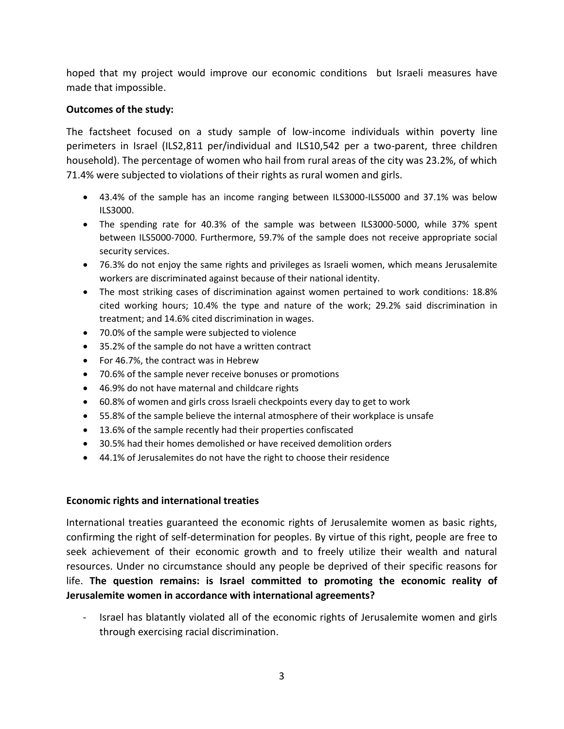hoped that my project would improve our economic conditions but Israeli measures have made that impossible.

**Outcomes of the study:**

The factsheet focused on a study sample of low-income individuals within poverty line perimeters in Israel (ILS2,811 per/individual and ILS10,542 per a two-parent, three children household). The percentage of women who hail from rural areas of the city was 23.2%, of which 71.4% were subjected to violations of their rights as rural women and girls.

- 43.4% of the sample has an income ranging between ILS3000-ILS5000 and 37.1% was below ILS3000.
- The spending rate for 40.3% of the sample was between ILS3000-5000, while 37% spent between ILS5000-7000. Furthermore, 59.7% of the sample does not receive appropriate social security services.
- 76.3% do not enjoy the same rights and privileges as Israeli women, which means Jerusalemite workers are discriminated against because of their national identity.
- The most striking cases of discrimination against women pertained to work conditions: 18.8% cited working hours; 10.4% the type and nature of the work; 29.2% said discrimination in treatment; and 14.6% cited discrimination in wages.
- 70.0% of the sample were subjected to violence
- 35.2% of the sample do not have a written contract
- For 46.7%, the contract was in Hebrew
- 70.6% of the sample never receive bonuses or promotions
- 46.9% do not have maternal and childcare rights
- 60.8% of women and girls cross Israeli checkpoints every day to get to work
- 55.8% of the sample believe the internal atmosphere of their workplace is unsafe
- 13.6% of the sample recently had their properties confiscated
- 30.5% had their homes demolished or have received demolition orders
- 44.1% of Jerusalemites do not have the right to choose their residence

**Economic rights and international treaties**

International treaties guaranteed the economic rights of Jerusalemite women as basic rights, confirming the right of self-determination for peoples. By virtue of this right, people are free to seek achievement of their economic growth and to freely utilize their wealth and natural resources. Under no circumstance should any people be deprived of their specific reasons for life. **The question remains: is Israel committed to promoting the economic reality of Jerusalemite women in accordance with international agreements?**

- Israel has blatantly violated all of the economic rights of Jerusalemite women and girls through exercising racial discrimination.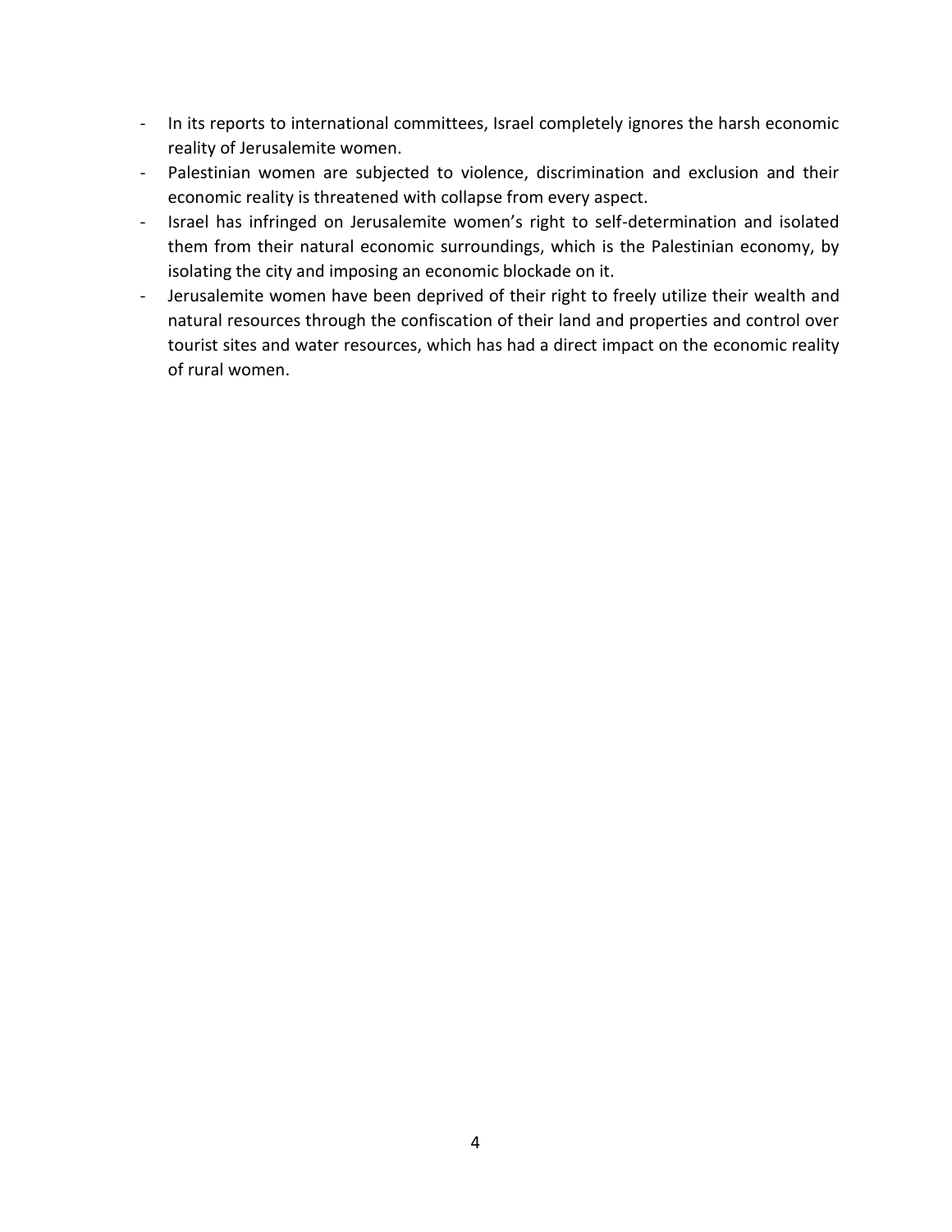- In its reports to international committees, Israel completely ignores the harsh economic reality of Jerusalemite women.
- Palestinian women are subjected to violence, discrimination and exclusion and their economic reality is threatened with collapse from every aspect.
- Israel has infringed on Jerusalemite women's right to self-determination and isolated them from their natural economic surroundings, which is the Palestinian economy, by isolating the city and imposing an economic blockade on it.
- Jerusalemite women have been deprived of their right to freely utilize their wealth and natural resources through the confiscation of their land and properties and control over tourist sites and water resources, which has had a direct impact on the economic reality of rural women.